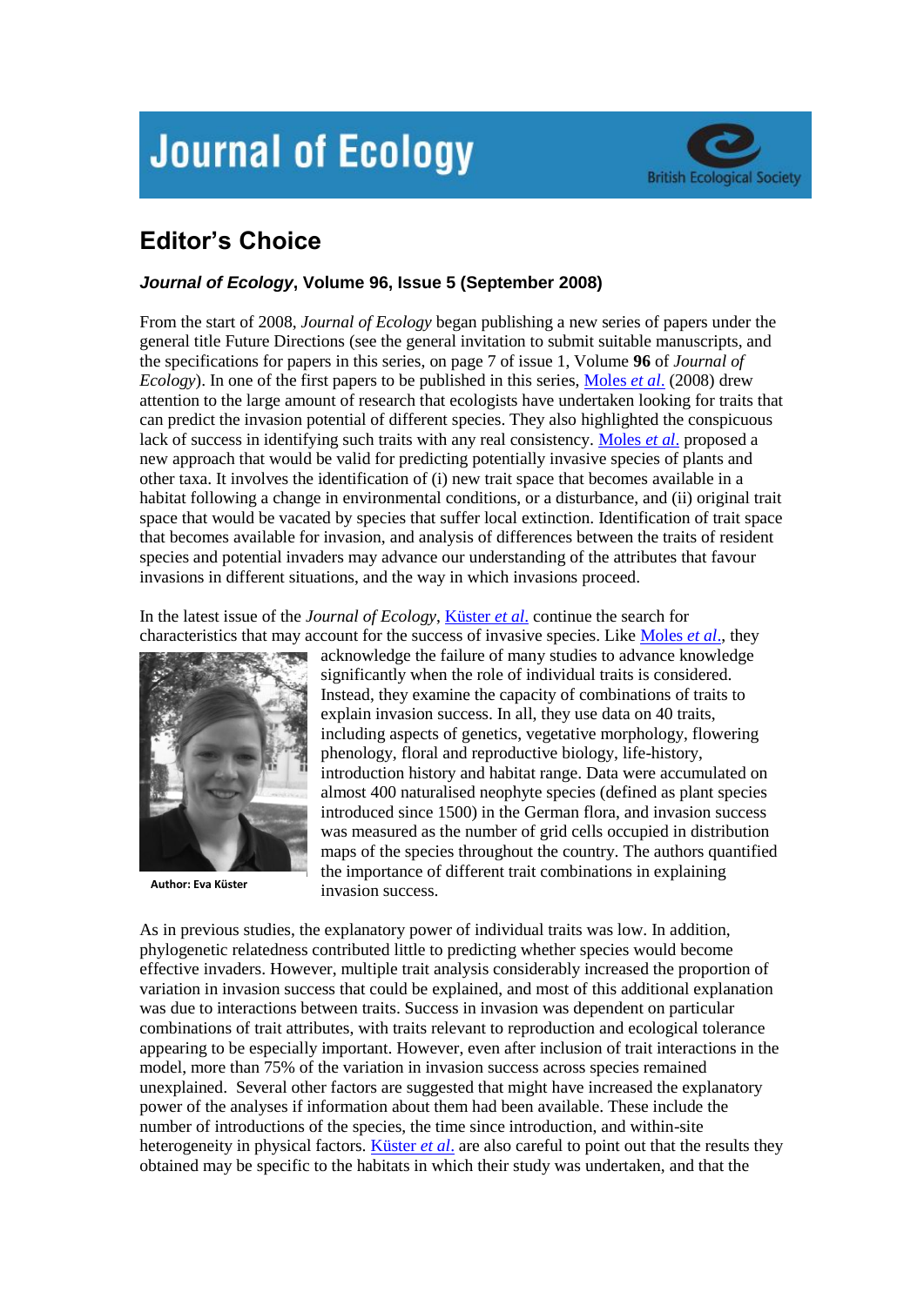# Journal of Ecology

British Ecological Society

## Editor's Choice

### *Journal of Ecology*, Volume 96, Issue 5 (September 2008)

From the start of 2008, *Journal of Ecology* began publishing a new series of papers under the general title Future Directions (see the general invitation to submit suitable manuscripts, and the specifications for papers in this series, on page 7 of issue 1, Volume **96** of *Journal of Ecology*). In one of the first papers to be published in this series, Moles *et al*. (2008) drew attention to the large amount of research that ecologists have undertaken looking for traits that can predict the invasion potential of different species. They also highlighted the conspicuous lack of success in identifying such traits with any real consistency. Moles *et al*. proposed a new approach that would be valid for predicting potentially invasive species of plants and other taxa. It involves the identification of (i) new trait space that becomes available in a habitat following a change in environmental conditions, or a disturbance, and (ii) original trait space that would be vacated by species that suffer local extinction. Identification of trait space that becomes available for invasion, and analysis of differences between the traits of resident species and potential invaders may advance our understanding of the attributes that favour invasions in different situations, and the way in which invasions proceed.

In the latest issue of the *Journal of Ecology*, Küster *et al*. continue the search for characteristics that may account for the success of invasive species. Like Moles *et al*., they acknowledge the failure of many studies to advance knowledge significantly when the role of individual traits is considered. Instead, they examine the capacity of combinations of traits to explain invasion success. In all, they use data on 40 traits, including aspects of genetics, vegetative morphology, flowering phenology, floral and reproductive biology, life-history, introduction history and habitat range. Data were accumulated on almost 400 naturalised neophyte species (defined as plant species introduced since 1500) in the German flora, and invasion success was measured as the number of grid cells occupied in distribution maps of the species throughout the country. The authors quantified the importance of different trait combinations in explaining invasion success.

Author: Eva Küster

As in previous studies, the explanatory power of individual traits was low. In addition, phylogenetic relatedness contributed little to predicting whether species would become effective invaders. However, multiple trait analysis considerably increased the proportion of variation in invasion success that could be explained, and most of this additional explanation was due to interactions between traits. Success in invasion was dependent on particular combinations of trait attributes, with traits relevant to reproduction and ecological tolerance appearing to be especially important. However, even after inclusion of trait interactions in the model, more than 75% of the variation in invasion success across species remained unexplained. Several other factors are suggested that might have increased the explanatory power of the analyses if information about them had been available. These include the number of introductions of the species, the time since introduction, and within-site heterogeneity in physical factors. Küster *et al*. are also careful to point out that the results they obtained may be specific to the habitats in which their study was undertaken, and that the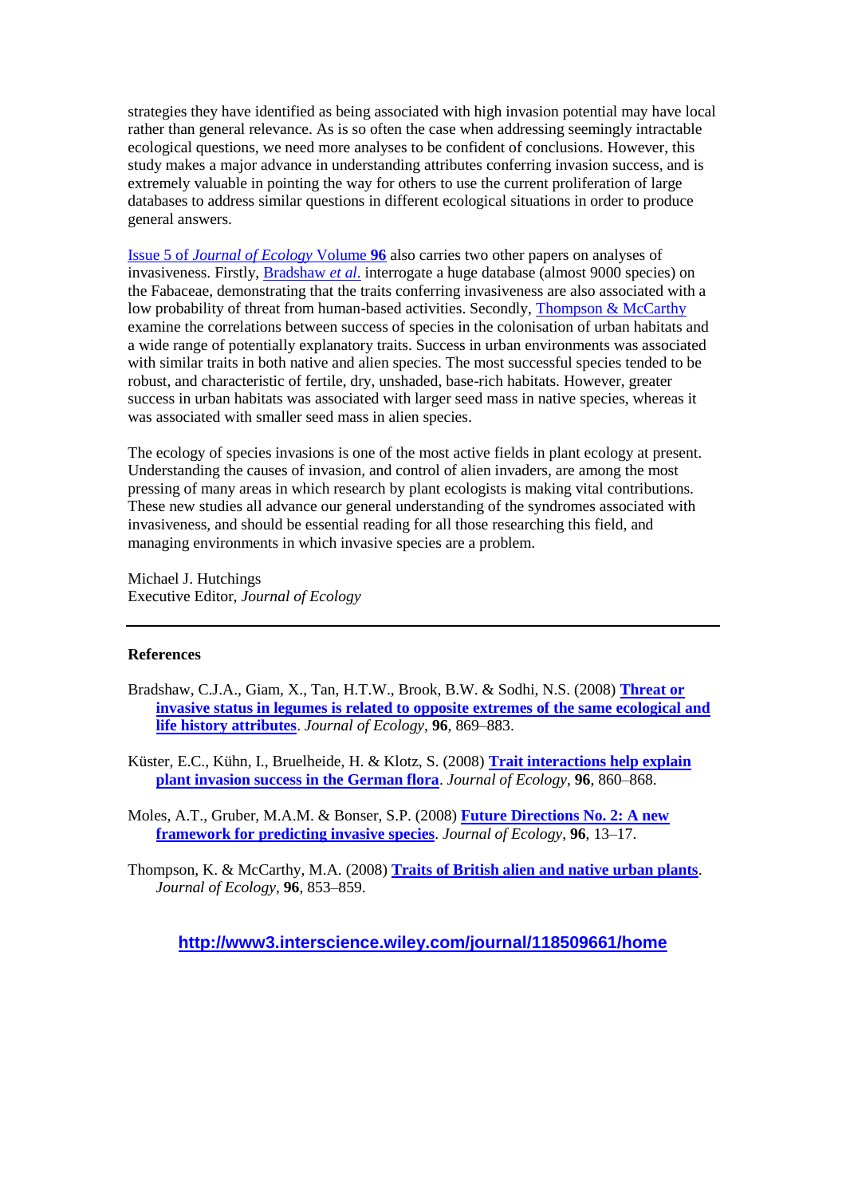strategies they have identified as being associated with high invasion potential may have local rather than general relevance. As is so often the case when addressing seemingly intractable ecological questions, we need more analyses to be confident of conclusions. However, this study makes a major advance in understanding attributes conferring invasion success, and is extremely valuable in pointing the way for others to use the current proliferation of large databases to address similar questions in different ecological situations in order to produce general answers.

Issue 5 of *Journal of Ecology* Volume **96** also carries two other papers on analyses of invasiveness. Firstly, Bradshaw *et al.* interrogate a huge database (almost 9000 species) on the Fabaceae, demonstrating that the traits conferring invasiveness are also associated with a low probability of threat from human-based activities. Secondly, Thompson & McCarthy examine the correlations between success of species in the colonisation of urban habitats and a wide range of potentially explanatory traits. Success in urban environments was associated with similar traits in both native and alien species. The most successful species tended to be robust, and characteristic of fertile, dry, unshaded, base-rich habitats. However, greater success in urban habitats was associated with larger seed mass in native species, whereas it was associated with smaller seed mass in alien species.

The ecology of species invasions is one of the most active fields in plant ecology at present. Understanding the causes of invasion, and control of alien invaders, are among the most pressing of many areas in which research by plant ecologists is making vital contributions. These new studies all advance our general understanding of the syndromes associated with invasiveness, and should be essential reading for all those researching this field, and managing environments in which invasive species are a problem.

Michael J. Hutchings
Executive Editor, *Journal of Ecology*

---

**References**

Bradshaw, C.J.A., Giam, X., Tan, H.T.W., Brook, B.W. & Sodhi, N.S. (2008) **Threat or invasive status in legumes is related to opposite extremes of the same ecological and life history attributes**. *Journal of Ecology*, **96**, 869–883.

Küster, E.C., Kühn, I., Bruelheide, H. & Klotz, S. (2008) **Trait interactions help explain plant invasion success in the German flora**. *Journal of Ecology*, **96**, 860–868.

Moles, A.T., Gruber, M.A.M. & Bonser, S.P. (2008) **Future Directions No. 2: A new framework for predicting invasive species**. *Journal of Ecology*, **96**, 13–17.

Thompson, K. & McCarthy, M.A. (2008) **Traits of British alien and native urban plants**. *Journal of Ecology*, **96**, 853–859.

**http://www3.interscience.wiley.com/journal/118509661/home**